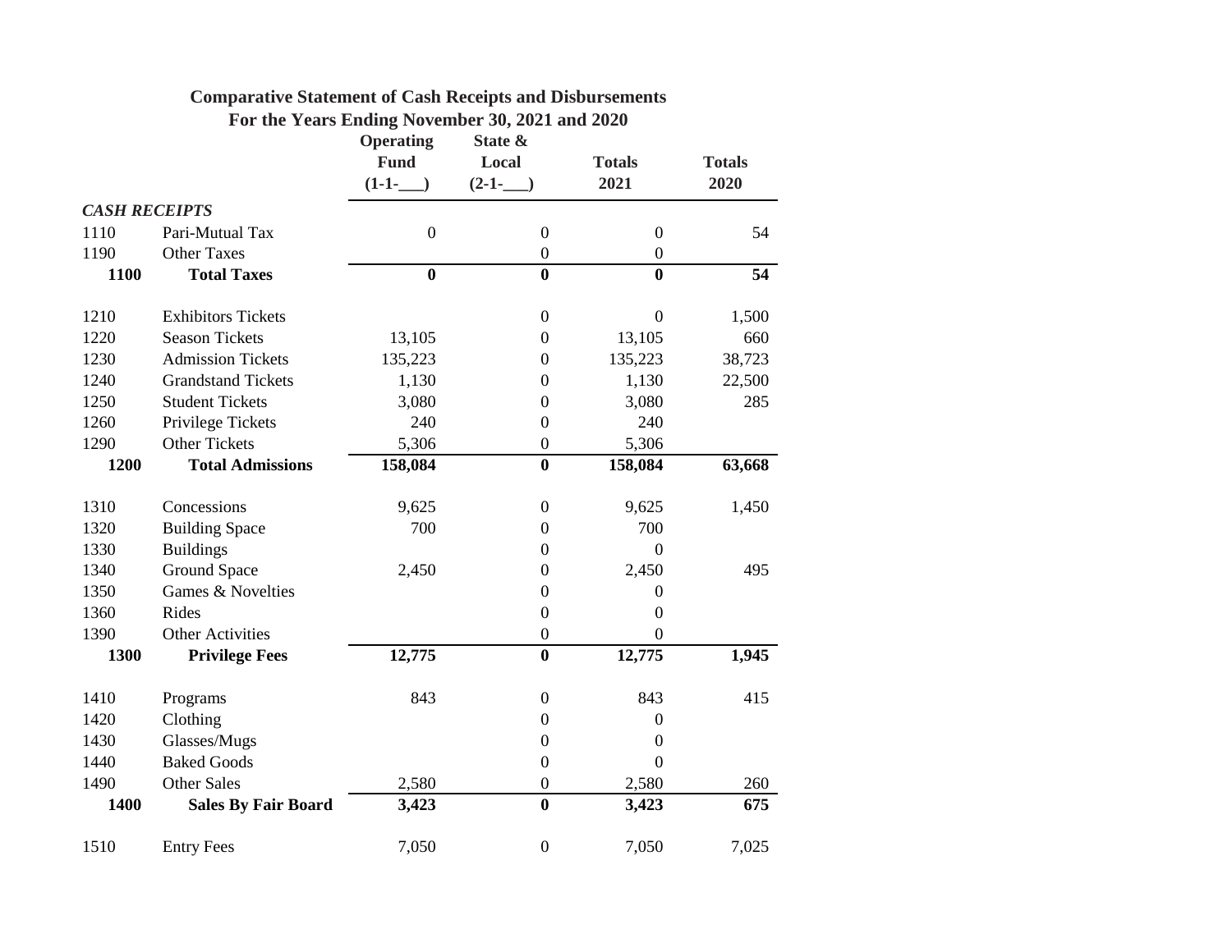## Comparative Statement of Cash Receipts and Disbursements
### For the Years Ending November 30, 2021 and 2020

| | | Operating Fund (1-1-___) | State & Local (2-1-___) | Totals 2021 | Totals 2020 |
|---|---|---|---|---|---|
| ***CASH RECEIPTS*** | | | | | |
| 1110 | Pari-Mutual Tax | 0 | 0 | 0 | 54 |
| 1190 | Other Taxes | | 0 | 0 | |
| **1100** | **Total Taxes** | **0** | **0** | **0** | **54** |
| | | | | | |
| 1210 | Exhibitors Tickets | | 0 | 0 | 1,500 |
| 1220 | Season Tickets | 13,105 | 0 | 13,105 | 660 |
| 1230 | Admission Tickets | 135,223 | 0 | 135,223 | 38,723 |
| 1240 | Grandstand Tickets | 1,130 | 0 | 1,130 | 22,500 |
| 1250 | Student Tickets | 3,080 | 0 | 3,080 | 285 |
| 1260 | Privilege Tickets | 240 | 0 | 240 | |
| 1290 | Other Tickets | 5,306 | 0 | 5,306 | |
| **1200** | **Total Admissions** | **158,084** | **0** | **158,084** | **63,668** |
| | | | | | |
| 1310 | Concessions | 9,625 | 0 | 9,625 | 1,450 |
| 1320 | Building Space | 700 | 0 | 700 | |
| 1330 | Buildings | | 0 | 0 | |
| 1340 | Ground Space | 2,450 | 0 | 2,450 | 495 |
| 1350 | Games & Novelties | | 0 | 0 | |
| 1360 | Rides | | 0 | 0 | |
| 1390 | Other Activities | | 0 | 0 | |
| **1300** | **Privilege Fees** | **12,775** | **0** | **12,775** | **1,945** |
| | | | | | |
| 1410 | Programs | 843 | 0 | 843 | 415 |
| 1420 | Clothing | | 0 | 0 | |
| 1430 | Glasses/Mugs | | 0 | 0 | |
| 1440 | Baked Goods | | 0 | 0 | |
| 1490 | Other Sales | 2,580 | 0 | 2,580 | 260 |
| **1400** | **Sales By Fair Board** | **3,423** | **0** | **3,423** | **675** |
| | | | | | |
| 1510 | Entry Fees | 7,050 | 0 | 7,050 | 7,025 |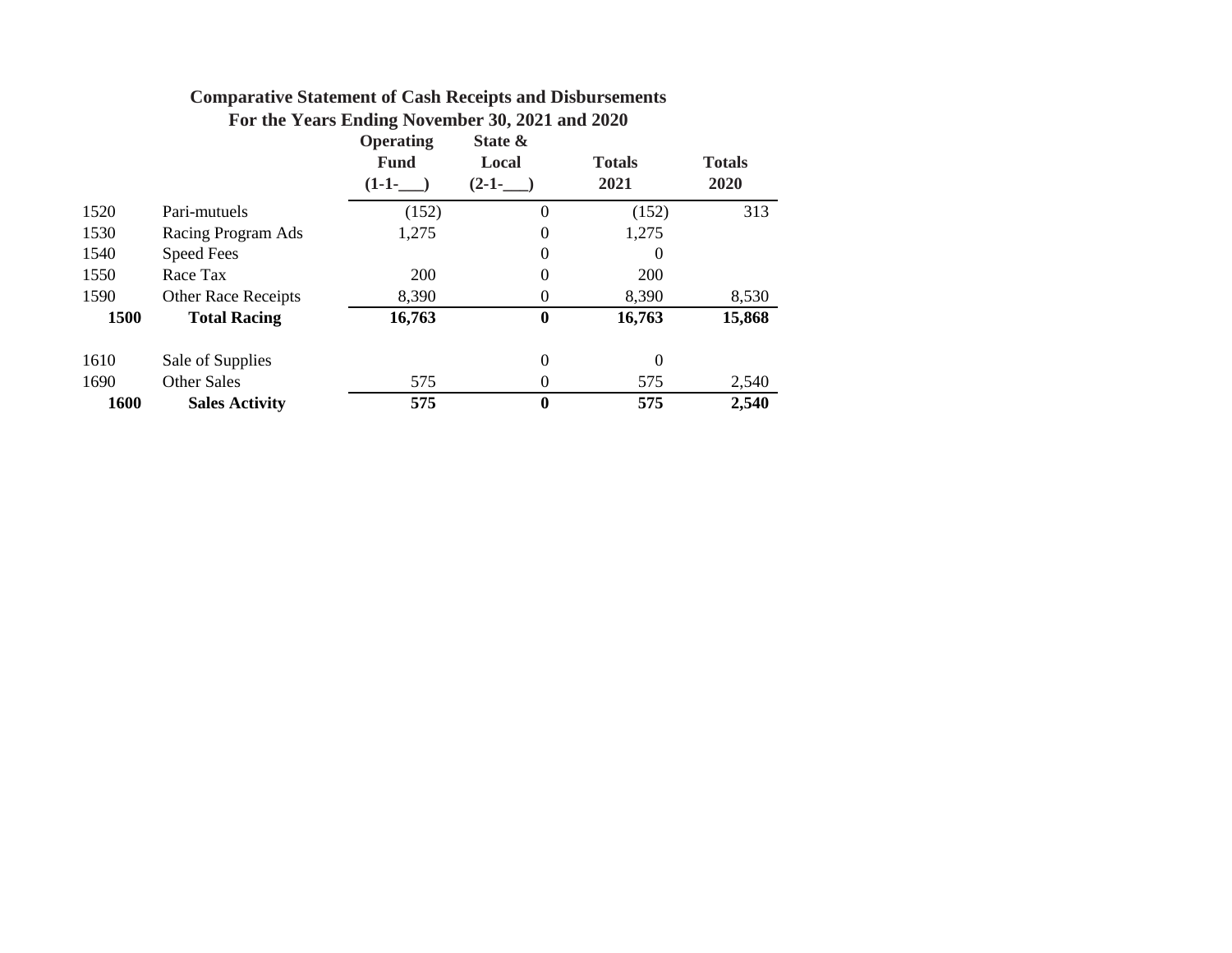## Comparative Statement of Cash Receipts and Disbursements
### For the Years Ending November 30, 2021 and 2020

| | | Operating Fund (1-1-___) | State & Local (2-1-___) | Totals 2021 | Totals 2020 |
|---|---|---|---|---|---|
| 1520 | Pari-mutuels | (152) | 0 | (152) | 313 |
| 1530 | Racing Program Ads | 1,275 | 0 | 1,275 | |
| 1540 | Speed Fees | | 0 | 0 | |
| 1550 | Race Tax | 200 | 0 | 200 | |
| 1590 | Other Race Receipts | 8,390 | 0 | 8,390 | 8,530 |
| **1500** | **Total Racing** | **16,763** | **0** | **16,763** | **15,868** |
| | | | | | |
| 1610 | Sale of Supplies | | 0 | 0 | |
| 1690 | Other Sales | 575 | 0 | 575 | 2,540 |
| **1600** | **Sales Activity** | **575** | **0** | **575** | **2,540** |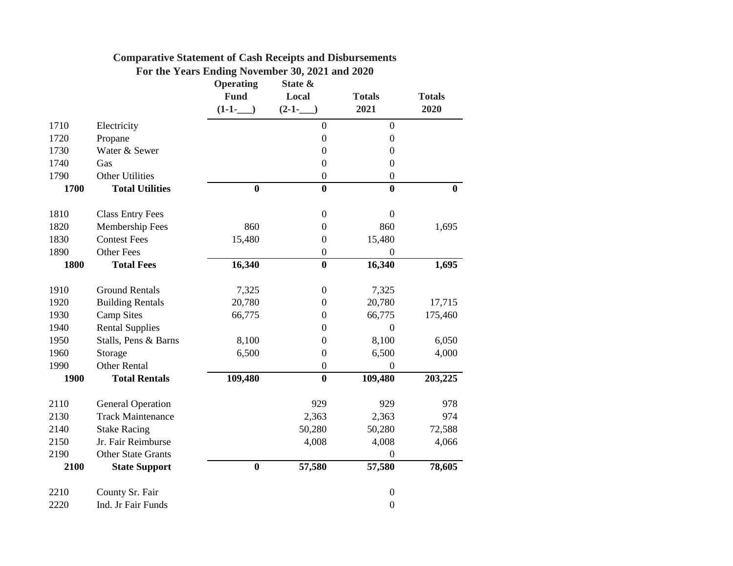## Comparative Statement of Cash Receipts and Disbursements
## For the Years Ending November 30, 2021 and 2020

| | | Operating Fund (1-1-___) | State & Local (2-1-___) | Totals 2021 | Totals 2020 |
|---|---|---|---|---|---|
| 1710 | Electricity | | 0 | 0 | |
| 1720 | Propane | | 0 | 0 | |
| 1730 | Water & Sewer | | 0 | 0 | |
| 1740 | Gas | | 0 | 0 | |
| 1790 | Other Utilities | | 0 | 0 | |
| **1700** | **Total Utilities** | **0** | **0** | **0** | **0** |
| | | | | | |
| 1810 | Class Entry Fees | | 0 | 0 | |
| 1820 | Membership Fees | 860 | 0 | 860 | 1,695 |
| 1830 | Contest Fees | 15,480 | 0 | 15,480 | |
| 1890 | Other Fees | | 0 | 0 | |
| **1800** | **Total Fees** | **16,340** | **0** | **16,340** | **1,695** |
| | | | | | |
| 1910 | Ground Rentals | 7,325 | 0 | 7,325 | |
| 1920 | Building Rentals | 20,780 | 0 | 20,780 | 17,715 |
| 1930 | Camp Sites | 66,775 | 0 | 66,775 | 175,460 |
| 1940 | Rental Supplies | | 0 | 0 | |
| 1950 | Stalls, Pens & Barns | 8,100 | 0 | 8,100 | 6,050 |
| 1960 | Storage | 6,500 | 0 | 6,500 | 4,000 |
| 1990 | Other Rental | | 0 | 0 | |
| **1900** | **Total Rentals** | **109,480** | **0** | **109,480** | **203,225** |
| | | | | | |
| 2110 | General Operation | | 929 | 929 | 978 |
| 2130 | Track Maintenance | | 2,363 | 2,363 | 974 |
| 2140 | Stake Racing | | 50,280 | 50,280 | 72,588 |
| 2150 | Jr. Fair Reimburse | | 4,008 | 4,008 | 4,066 |
| 2190 | Other State Grants | | | 0 | |
| **2100** | **State Support** | **0** | **57,580** | **57,580** | **78,605** |
| | | | | | |
| 2210 | County Sr. Fair | | | 0 | |
| 2220 | Ind. Jr Fair Funds | | | 0 | |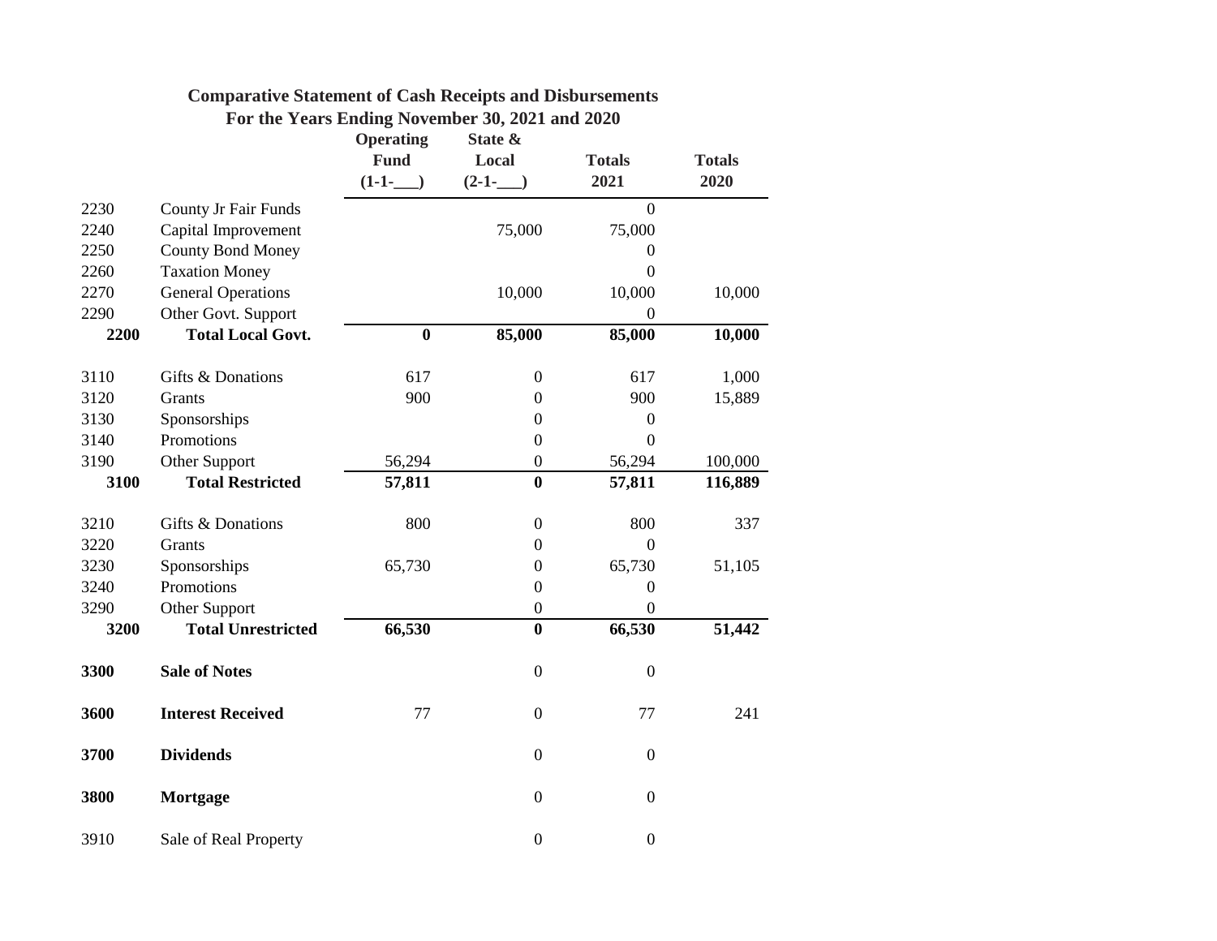**Comparative Statement of Cash Receipts and Disbursements**
**For the Years Ending November 30, 2021 and 2020**

| | | Operating Fund (1-1-___) | State & Local (2-1-___) | Totals 2021 | Totals 2020 |
|---|---|---|---|---|---|
| 2230 | County Jr Fair Funds | | | 0 | |
| 2240 | Capital Improvement | | 75,000 | 75,000 | |
| 2250 | County Bond Money | | | 0 | |
| 2260 | Taxation Money | | | 0 | |
| 2270 | General Operations | | 10,000 | 10,000 | 10,000 |
| 2290 | Other Govt. Support | | | 0 | |
| **2200** | **Total Local Govt.** | **0** | **85,000** | **85,000** | **10,000** |
| 3110 | Gifts & Donations | 617 | 0 | 617 | 1,000 |
| 3120 | Grants | 900 | 0 | 900 | 15,889 |
| 3130 | Sponsorships | | 0 | 0 | |
| 3140 | Promotions | | 0 | 0 | |
| 3190 | Other Support | 56,294 | 0 | 56,294 | 100,000 |
| **3100** | **Total Restricted** | **57,811** | **0** | **57,811** | **116,889** |
| 3210 | Gifts & Donations | 800 | 0 | 800 | 337 |
| 3220 | Grants | | 0 | 0 | |
| 3230 | Sponsorships | 65,730 | 0 | 65,730 | 51,105 |
| 3240 | Promotions | | 0 | 0 | |
| 3290 | Other Support | | 0 | 0 | |
| **3200** | **Total Unrestricted** | **66,530** | **0** | **66,530** | **51,442** |
| **3300** | **Sale of Notes** | | 0 | 0 | |
| **3600** | **Interest Received** | 77 | 0 | 77 | 241 |
| **3700** | **Dividends** | | 0 | 0 | |
| **3800** | **Mortgage** | | 0 | 0 | |
| 3910 | Sale of Real Property | | 0 | 0 | |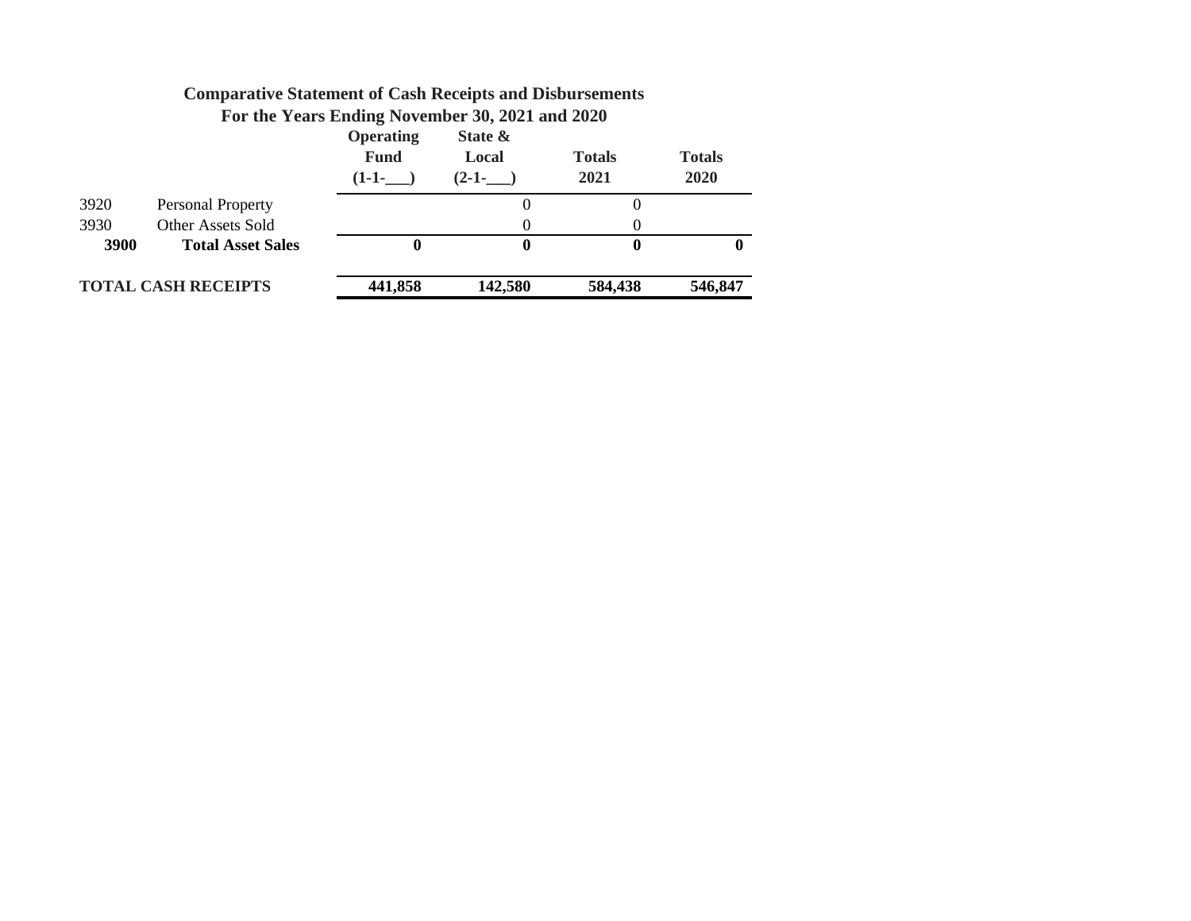## Comparative Statement of Cash Receipts and Disbursements
### For the Years Ending November 30, 2021 and 2020

| | | Operating Fund (1-1-___) | State & Local (2-1-___) | Totals 2021 | Totals 2020 |
|---|---|---|---|---|---|
| 3920 | Personal Property | | 0 | 0 | |
| 3930 | Other Assets Sold | | 0 | 0 | |
| **3900** | **Total Asset Sales** | **0** | **0** | **0** | **0** |
| **TOTAL CASH RECEIPTS** | | **441,858** | **142,580** | **584,438** | **546,847** |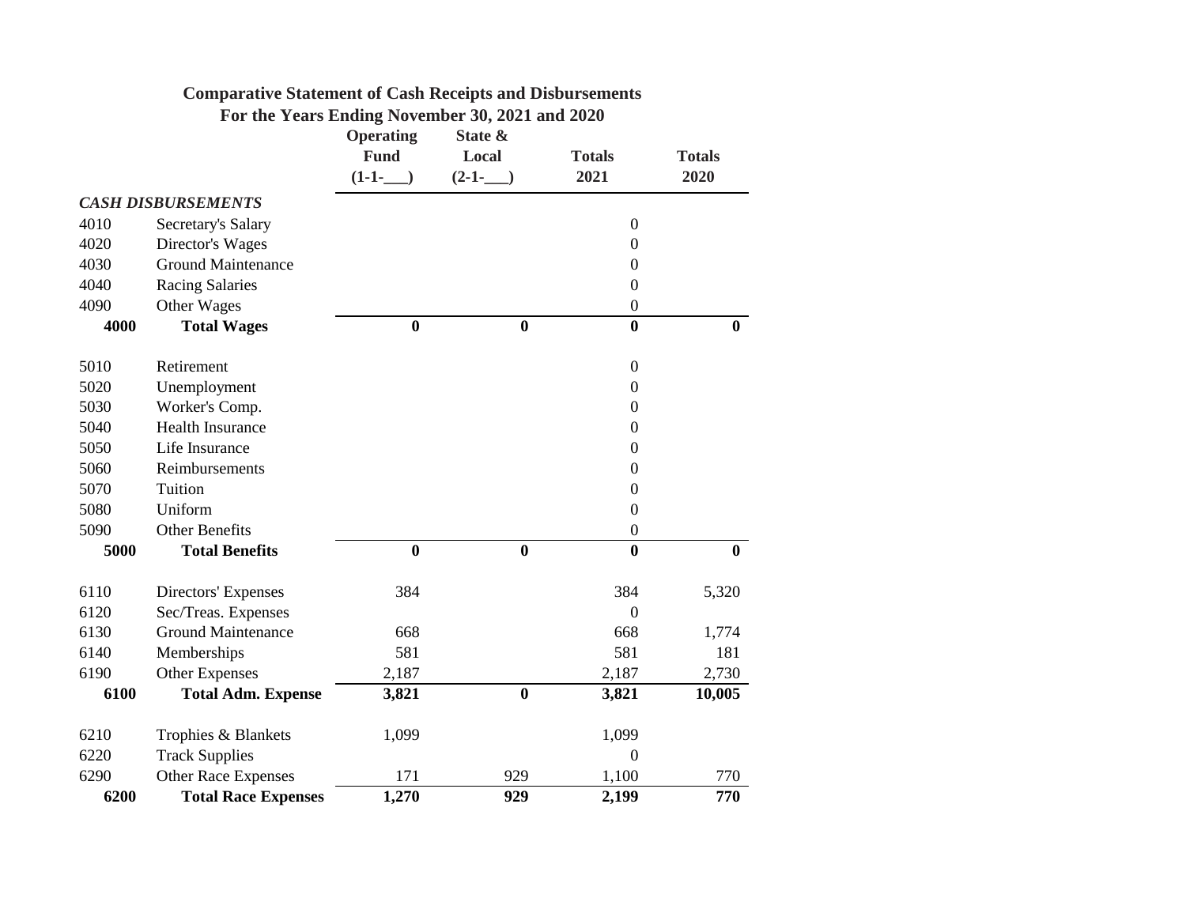## Comparative Statement of Cash Receipts and Disbursements
### For the Years Ending November 30, 2021 and 2020

| | | Operating Fund (1-1-___) | State & Local (2-1-___) | Totals 2021 | Totals 2020 |
|---|---|---|---|---|---|
| ***CASH DISBURSEMENTS*** | | | | | |
| 4010 | Secretary's Salary | | | 0 | |
| 4020 | Director's Wages | | | 0 | |
| 4030 | Ground Maintenance | | | 0 | |
| 4040 | Racing Salaries | | | 0 | |
| 4090 | Other Wages | | | 0 | |
| **4000** | **Total Wages** | **0** | **0** | **0** | **0** |
| | | | | | |
| 5010 | Retirement | | | 0 | |
| 5020 | Unemployment | | | 0 | |
| 5030 | Worker's Comp. | | | 0 | |
| 5040 | Health Insurance | | | 0 | |
| 5050 | Life Insurance | | | 0 | |
| 5060 | Reimbursements | | | 0 | |
| 5070 | Tuition | | | 0 | |
| 5080 | Uniform | | | 0 | |
| 5090 | Other Benefits | | | 0 | |
| **5000** | **Total Benefits** | **0** | **0** | **0** | **0** |
| | | | | | |
| 6110 | Directors' Expenses | 384 | | 384 | 5,320 |
| 6120 | Sec/Treas. Expenses | | | 0 | |
| 6130 | Ground Maintenance | 668 | | 668 | 1,774 |
| 6140 | Memberships | 581 | | 581 | 181 |
| 6190 | Other Expenses | 2,187 | | 2,187 | 2,730 |
| **6100** | **Total Adm. Expense** | **3,821** | **0** | **3,821** | **10,005** |
| | | | | | |
| 6210 | Trophies & Blankets | 1,099 | | 1,099 | |
| 6220 | Track Supplies | | | 0 | |
| 6290 | Other Race Expenses | 171 | 929 | 1,100 | 770 |
| **6200** | **Total Race Expenses** | **1,270** | **929** | **2,199** | **770** |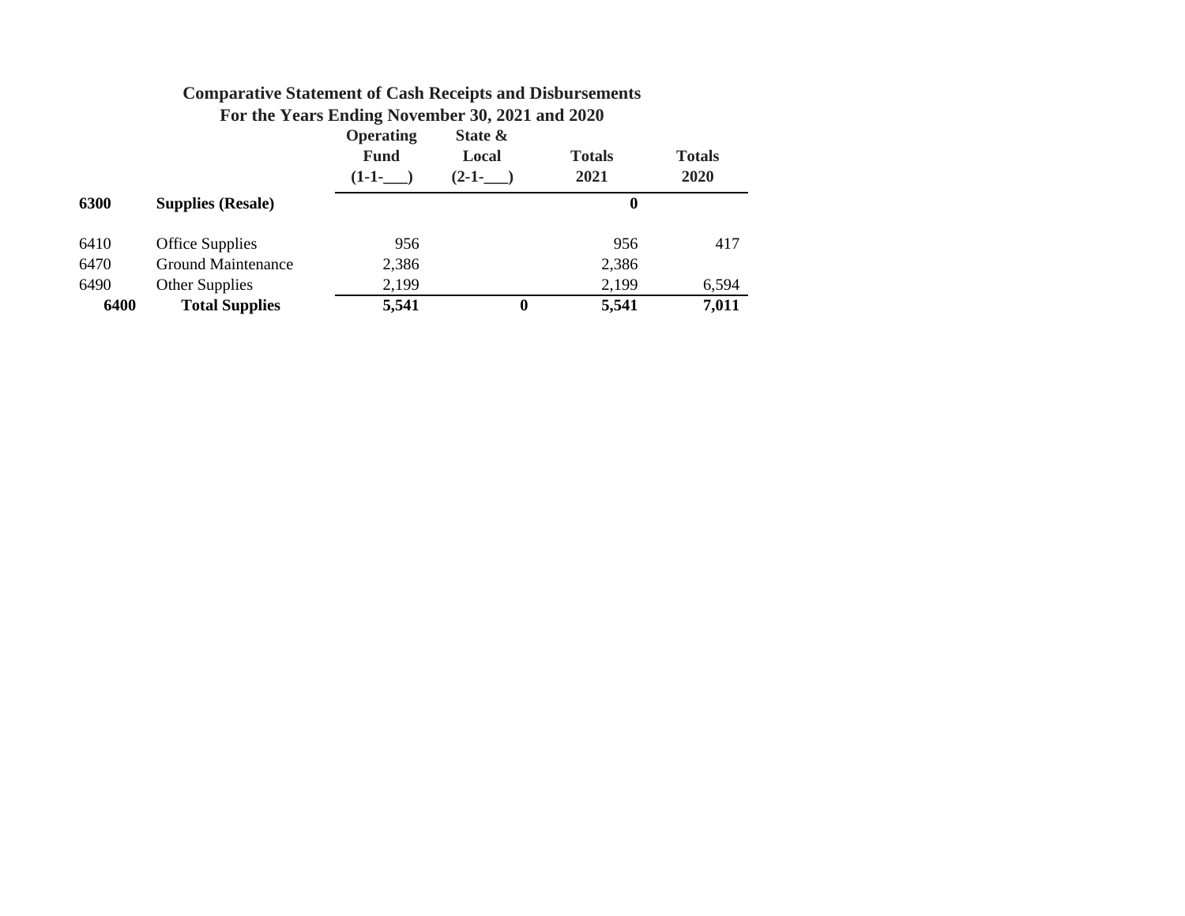## Comparative Statement of Cash Receipts and Disbursements

## For the Years Ending November 30, 2021 and 2020

| | | Operating Fund (1-1-___) | State & Local (2-1-___) | Totals 2021 | Totals 2020 |
|---|---|---|---|---|---|
| **6300** | **Supplies (Resale)** | | | **0** | |
| | | | | | |
| 6410 | Office Supplies | 956 | | 956 | 417 |
| 6470 | Ground Maintenance | 2,386 | | 2,386 | |
| 6490 | Other Supplies | 2,199 | | 2,199 | 6,594 |
| **6400** | **Total Supplies** | **5,541** | **0** | **5,541** | **7,011** |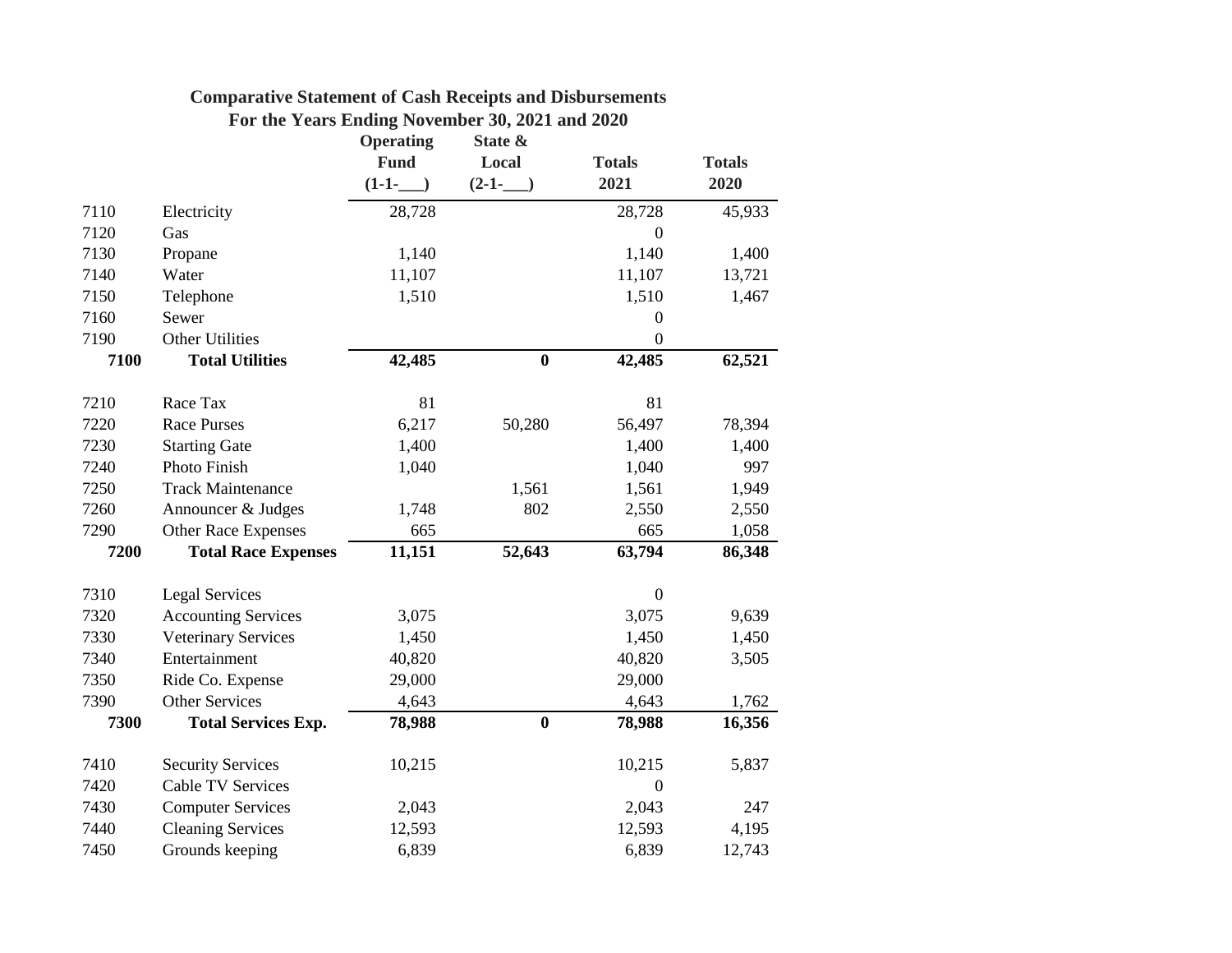## Comparative Statement of Cash Receipts and Disbursements

### For the Years Ending November 30, 2021 and 2020

| | | Operating Fund (1-1-___) | State & Local (2-1-___) | Totals 2021 | Totals 2020 |
|---|---|---|---|---|---|
| 7110 | Electricity | 28,728 | | 28,728 | 45,933 |
| 7120 | Gas | | | 0 | |
| 7130 | Propane | 1,140 | | 1,140 | 1,400 |
| 7140 | Water | 11,107 | | 11,107 | 13,721 |
| 7150 | Telephone | 1,510 | | 1,510 | 1,467 |
| 7160 | Sewer | | | 0 | |
| 7190 | Other Utilities | | | 0 | |
| **7100** | **Total Utilities** | **42,485** | **0** | **42,485** | **62,521** |
| | | | | | |
| 7210 | Race Tax | 81 | | 81 | |
| 7220 | Race Purses | 6,217 | 50,280 | 56,497 | 78,394 |
| 7230 | Starting Gate | 1,400 | | 1,400 | 1,400 |
| 7240 | Photo Finish | 1,040 | | 1,040 | 997 |
| 7250 | Track Maintenance | | 1,561 | 1,561 | 1,949 |
| 7260 | Announcer & Judges | 1,748 | 802 | 2,550 | 2,550 |
| 7290 | Other Race Expenses | 665 | | 665 | 1,058 |
| **7200** | **Total Race Expenses** | **11,151** | **52,643** | **63,794** | **86,348** |
| | | | | | |
| 7310 | Legal Services | | | 0 | |
| 7320 | Accounting Services | 3,075 | | 3,075 | 9,639 |
| 7330 | Veterinary Services | 1,450 | | 1,450 | 1,450 |
| 7340 | Entertainment | 40,820 | | 40,820 | 3,505 |
| 7350 | Ride Co. Expense | 29,000 | | 29,000 | |
| 7390 | Other Services | 4,643 | | 4,643 | 1,762 |
| **7300** | **Total Services Exp.** | **78,988** | **0** | **78,988** | **16,356** |
| | | | | | |
| 7410 | Security Services | 10,215 | | 10,215 | 5,837 |
| 7420 | Cable TV Services | | | 0 | |
| 7430 | Computer Services | 2,043 | | 2,043 | 247 |
| 7440 | Cleaning Services | 12,593 | | 12,593 | 4,195 |
| 7450 | Grounds keeping | 6,839 | | 6,839 | 12,743 |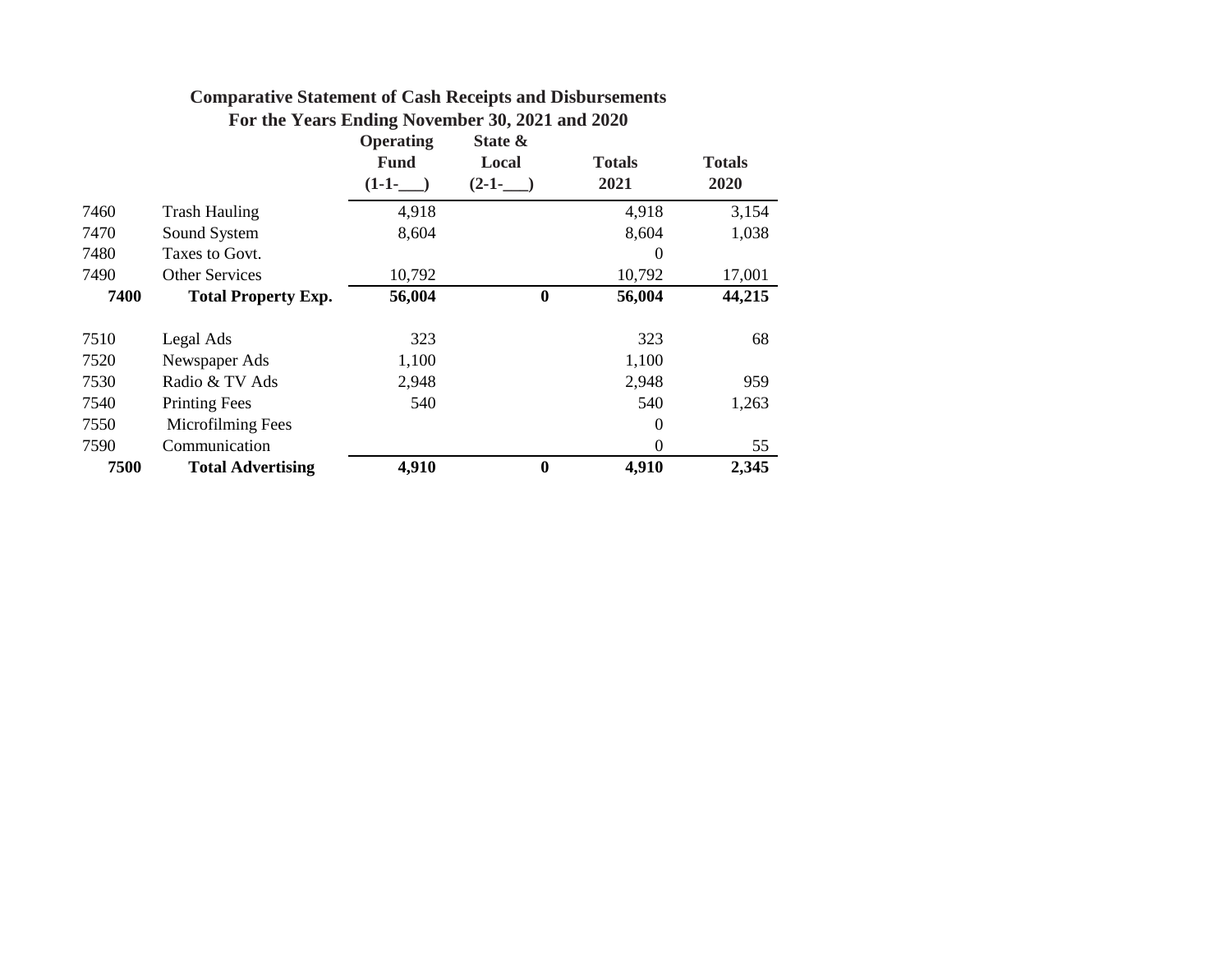**Comparative Statement of Cash Receipts and Disbursements**
**For the Years Ending November 30, 2021 and 2020**

| | | Operating Fund (1-1-___) | State & Local (2-1-___) | Totals 2021 | Totals 2020 |
|---|---|---|---|---|---|
| 7460 | Trash Hauling | 4,918 | | 4,918 | 3,154 |
| 7470 | Sound System | 8,604 | | 8,604 | 1,038 |
| 7480 | Taxes to Govt. | | | 0 | |
| 7490 | Other Services | 10,792 | | 10,792 | 17,001 |
| **7400** | **Total Property Exp.** | **56,004** | **0** | **56,004** | **44,215** |
| | | | | | |
| 7510 | Legal Ads | 323 | | 323 | 68 |
| 7520 | Newspaper Ads | 1,100 | | 1,100 | |
| 7530 | Radio & TV Ads | 2,948 | | 2,948 | 959 |
| 7540 | Printing Fees | 540 | | 540 | 1,263 |
| 7550 | Microfilming Fees | | | 0 | |
| 7590 | Communication | | | 0 | 55 |
| **7500** | **Total Advertising** | **4,910** | **0** | **4,910** | **2,345** |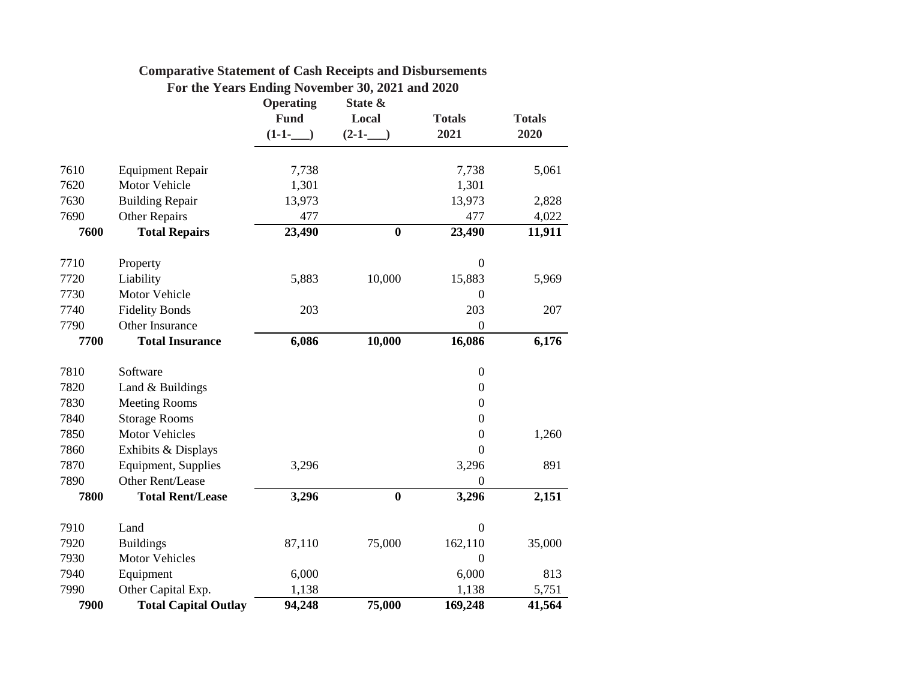## Comparative Statement of Cash Receipts and Disbursements
## For the Years Ending November 30, 2021 and 2020

| | | Operating Fund (1-1-___) | State & Local (2-1-___) | Totals 2021 | Totals 2020 |
|---|---|---|---|---|---|
| 7610 | Equipment Repair | 7,738 | | 7,738 | 5,061 |
| 7620 | Motor Vehicle | 1,301 | | 1,301 | |
| 7630 | Building Repair | 13,973 | | 13,973 | 2,828 |
| 7690 | Other Repairs | 477 | | 477 | 4,022 |
| **7600** | **Total Repairs** | **23,490** | **0** | **23,490** | **11,911** |
| 7710 | Property | | | 0 | |
| 7720 | Liability | 5,883 | 10,000 | 15,883 | 5,969 |
| 7730 | Motor Vehicle | | | 0 | |
| 7740 | Fidelity Bonds | 203 | | 203 | 207 |
| 7790 | Other Insurance | | | 0 | |
| **7700** | **Total Insurance** | **6,086** | **10,000** | **16,086** | **6,176** |
| 7810 | Software | | | 0 | |
| 7820 | Land & Buildings | | | 0 | |
| 7830 | Meeting Rooms | | | 0 | |
| 7840 | Storage Rooms | | | 0 | |
| 7850 | Motor Vehicles | | | 0 | 1,260 |
| 7860 | Exhibits & Displays | | | 0 | |
| 7870 | Equipment, Supplies | 3,296 | | 3,296 | 891 |
| 7890 | Other Rent/Lease | | | 0 | |
| **7800** | **Total Rent/Lease** | **3,296** | **0** | **3,296** | **2,151** |
| 7910 | Land | | | 0 | |
| 7920 | Buildings | 87,110 | 75,000 | 162,110 | 35,000 |
| 7930 | Motor Vehicles | | | 0 | |
| 7940 | Equipment | 6,000 | | 6,000 | 813 |
| 7990 | Other Capital Exp. | 1,138 | | 1,138 | 5,751 |
| **7900** | **Total Capital Outlay** | **94,248** | **75,000** | **169,248** | **41,564** |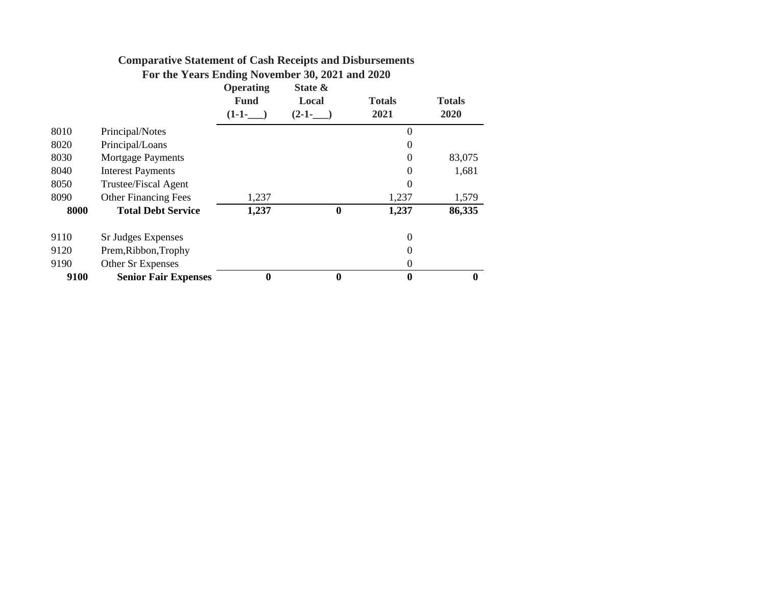## Comparative Statement of Cash Receipts and Disbursements
### For the Years Ending November 30, 2021 and 2020

| | | Operating Fund (1-1-___) | State & Local (2-1-___) | Totals 2021 | Totals 2020 |
|---|---|---|---|---|---|
| 8010 | Principal/Notes | | | 0 | |
| 8020 | Principal/Loans | | | 0 | |
| 8030 | Mortgage Payments | | | 0 | 83,075 |
| 8040 | Interest Payments | | | 0 | 1,681 |
| 8050 | Trustee/Fiscal Agent | | | 0 | |
| 8090 | Other Financing Fees | 1,237 | | 1,237 | 1,579 |
| **8000** | **Total Debt Service** | **1,237** | **0** | **1,237** | **86,335** |
| | | | | | |
| 9110 | Sr Judges Expenses | | | 0 | |
| 9120 | Prem,Ribbon,Trophy | | | 0 | |
| 9190 | Other Sr Expenses | | | 0 | |
| **9100** | **Senior Fair Expenses** | **0** | **0** | **0** | **0** |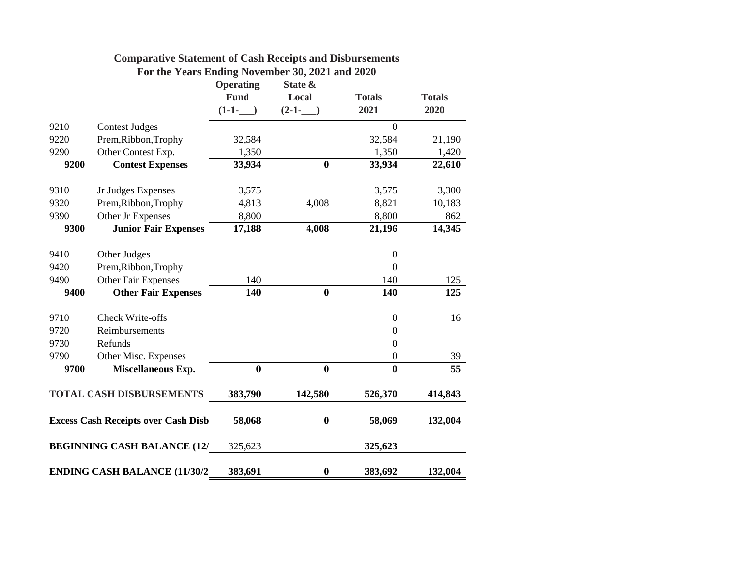## Comparative Statement of Cash Receipts and Disbursements
## For the Years Ending November 30, 2021 and 2020

| | | Operating Fund (1-1-___) | State & Local (2-1-___) | Totals 2021 | Totals 2020 |
|---|---|---|---|---|---|
| 9210 | Contest Judges | | | 0 | |
| 9220 | Prem,Ribbon,Trophy | 32,584 | | 32,584 | 21,190 |
| 9290 | Other Contest Exp. | 1,350 | | 1,350 | 1,420 |
| **9200** | **Contest Expenses** | **33,934** | **0** | **33,934** | **22,610** |
| 9310 | Jr Judges Expenses | 3,575 | | 3,575 | 3,300 |
| 9320 | Prem,Ribbon,Trophy | 4,813 | 4,008 | 8,821 | 10,183 |
| 9390 | Other Jr Expenses | 8,800 | | 8,800 | 862 |
| **9300** | **Junior Fair Expenses** | **17,188** | **4,008** | **21,196** | **14,345** |
| 9410 | Other Judges | | | 0 | |
| 9420 | Prem,Ribbon,Trophy | | | 0 | |
| 9490 | Other Fair Expenses | 140 | | 140 | 125 |
| **9400** | **Other Fair Expenses** | **140** | **0** | **140** | **125** |
| 9710 | Check Write-offs | | | 0 | 16 |
| 9720 | Reimbursements | | | 0 | |
| 9730 | Refunds | | | 0 | |
| 9790 | Other Misc. Expenses | | | 0 | 39 |
| **9700** | **Miscellaneous Exp.** | **0** | **0** | **0** | **55** |
| **TOTAL CASH DISBURSEMENTS** | | **383,790** | **142,580** | **526,370** | **414,843** |
| **Excess Cash Receipts over Cash Disb** | | **58,068** | **0** | **58,069** | **132,004** |
| **BEGINNING CASH BALANCE (12/** | | 325,623 | | **325,623** | |
| **ENDING CASH BALANCE (11/30/2** | | **383,691** | **0** | **383,692** | **132,004** |